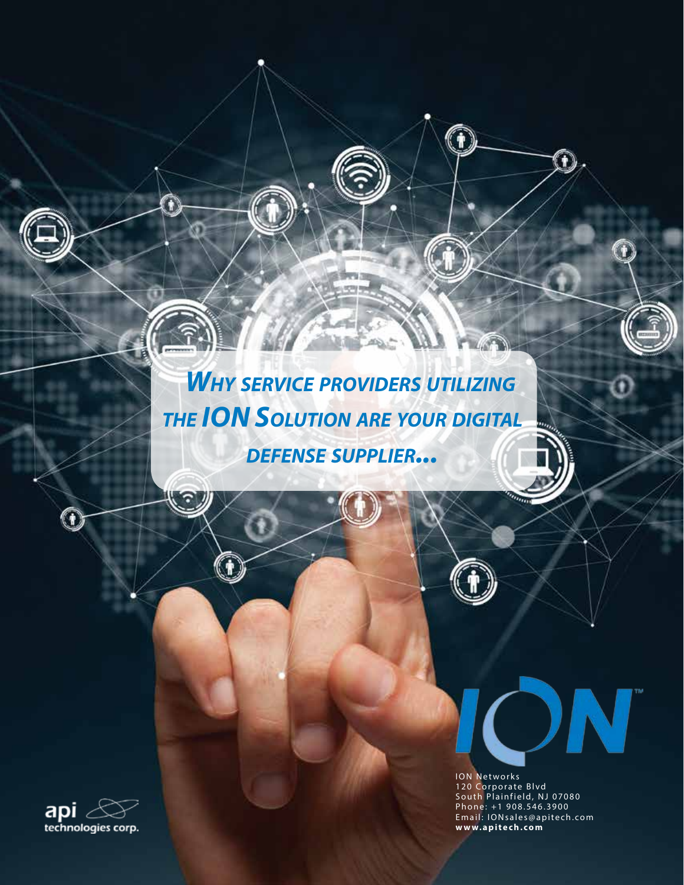# *Why service providers utilizing the ION Solution are your digital defense supplier...*

ION Networks
120 Corporate Blvd
South Plainfield, NJ 07080
Phone: +1 908.546.3900
Email: IONsales@apitech.com
**www.apitech.com**

api technologies corp.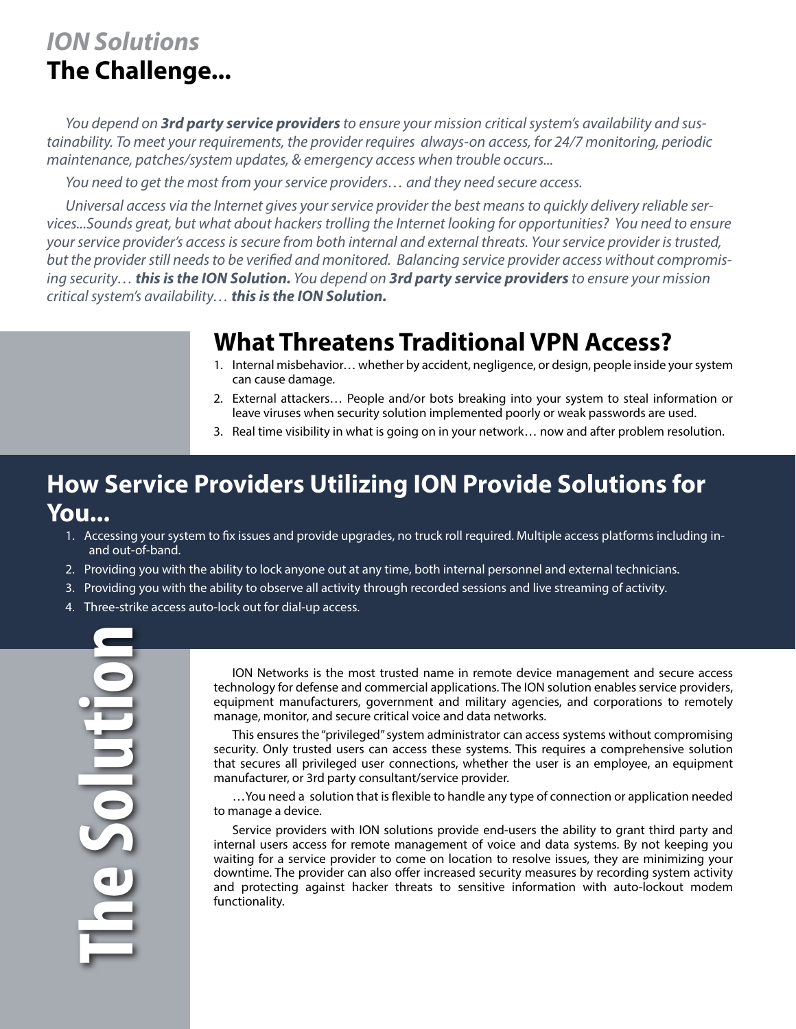*ION Solutions*

# The Challenge...

*You depend on **3rd party service providers** to ensure your mission critical system's availability and sustainability. To meet your requirements, the provider requires always-on access, for 24/7 monitoring, periodic maintenance, patches/system updates, & emergency access when trouble occurs...*

*You need to get the most from your service providers… and they need secure access.*

*Universal access via the Internet gives your service provider the best means to quickly delivery reliable services...Sounds great, but what about hackers trolling the Internet looking for opportunities? You need to ensure your service provider's access is secure from both internal and external threats. Your service provider is trusted, but the provider still needs to be verified and monitored. Balancing service provider access without compromising security… **this is the ION Solution.** You depend on **3rd party service providers** to ensure your mission critical system's availability… **this is the ION Solution.***

## What Threatens Traditional VPN Access?

1. Internal misbehavior… whether by accident, negligence, or design, people inside your system can cause damage.
2. External attackers… People and/or bots breaking into your system to steal information or leave viruses when security solution implemented poorly or weak passwords are used.
3. Real time visibility in what is going on in your network… now and after problem resolution.

## How Service Providers Utilizing ION Provide Solutions for You...

1. Accessing your system to fix issues and provide upgrades, no truck roll required. Multiple access platforms including in- and out-of-band.
2. Providing you with the ability to lock anyone out at any time, both internal personnel and external technicians.
3. Providing you with the ability to observe all activity through recorded sessions and live streaming of activity.
4. Three-strike access auto-lock out for dial-up access.

## The Solution

ION Networks is the most trusted name in remote device management and secure access technology for defense and commercial applications. The ION solution enables service providers, equipment manufacturers, government and military agencies, and corporations to remotely manage, monitor, and secure critical voice and data networks.

This ensures the "privileged" system administrator can access systems without compromising security. Only trusted users can access these systems. This requires a comprehensive solution that secures all privileged user connections, whether the user is an employee, an equipment manufacturer, or 3rd party consultant/service provider.

…You need a solution that is flexible to handle any type of connection or application needed to manage a device.

Service providers with ION solutions provide end-users the ability to grant third party and internal users access for remote management of voice and data systems. By not keeping you waiting for a service provider to come on location to resolve issues, they are minimizing your downtime. The provider can also offer increased security measures by recording system activity and protecting against hacker threats to sensitive information with auto-lockout modem functionality.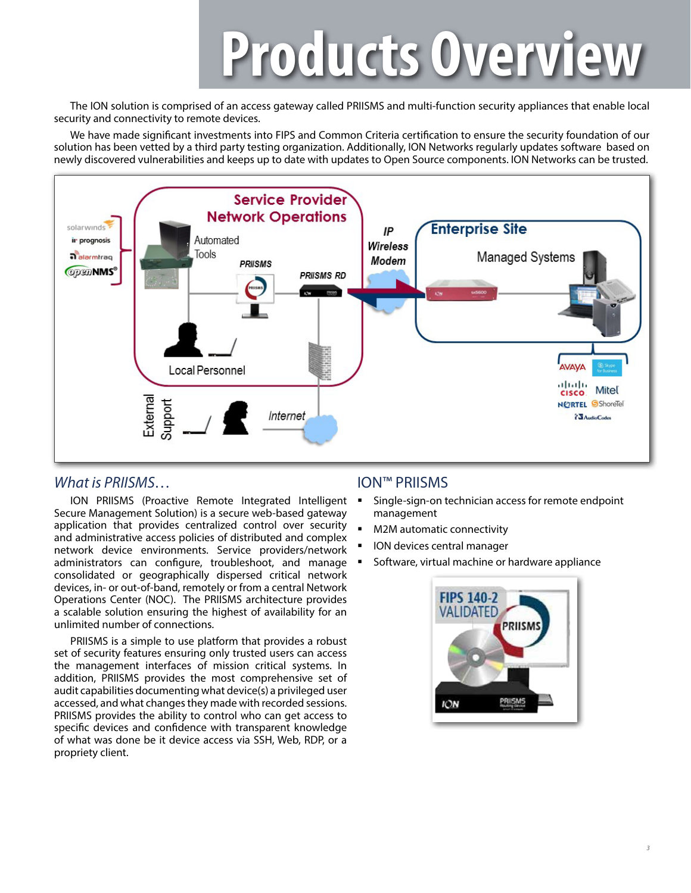# Products Overview

The ION solution is comprised of an access gateway called PRIISMS and multi-function security appliances that enable local security and connectivity to remote devices.

We have made significant investments into FIPS and Common Criteria certification to ensure the security foundation of our solution has been vetted by a third party testing organization. Additionally, ION Networks regularly updates software based on newly discovered vulnerabilities and keeps up to date with updates to Open Source components. ION Networks can be trusted.

## *What is PRIISMS…*

ION PRIISMS (Proactive Remote Integrated Intelligent Secure Management Solution) is a secure web-based gateway application that provides centralized control over security and administrative access policies of distributed and complex network device environments. Service providers/network administrators can configure, troubleshoot, and manage consolidated or geographically dispersed critical network devices, in- or out-of-band, remotely or from a central Network Operations Center (NOC). The PRIISMS architecture provides a scalable solution ensuring the highest of availability for an unlimited number of connections.

PRIISMS is a simple to use platform that provides a robust set of security features ensuring only trusted users can access the management interfaces of mission critical systems. In addition, PRIISMS provides the most comprehensive set of audit capabilities documenting what device(s) a privileged user accessed, and what changes they made with recorded sessions. PRIISMS provides the ability to control who can get access to specific devices and confidence with transparent knowledge of what was done be it device access via SSH, Web, RDP, or a propriety client.

## ION™ PRIISMS

- Single-sign-on technician access for remote endpoint management
- M2M automatic connectivity
- ION devices central manager
- Software, virtual machine or hardware appliance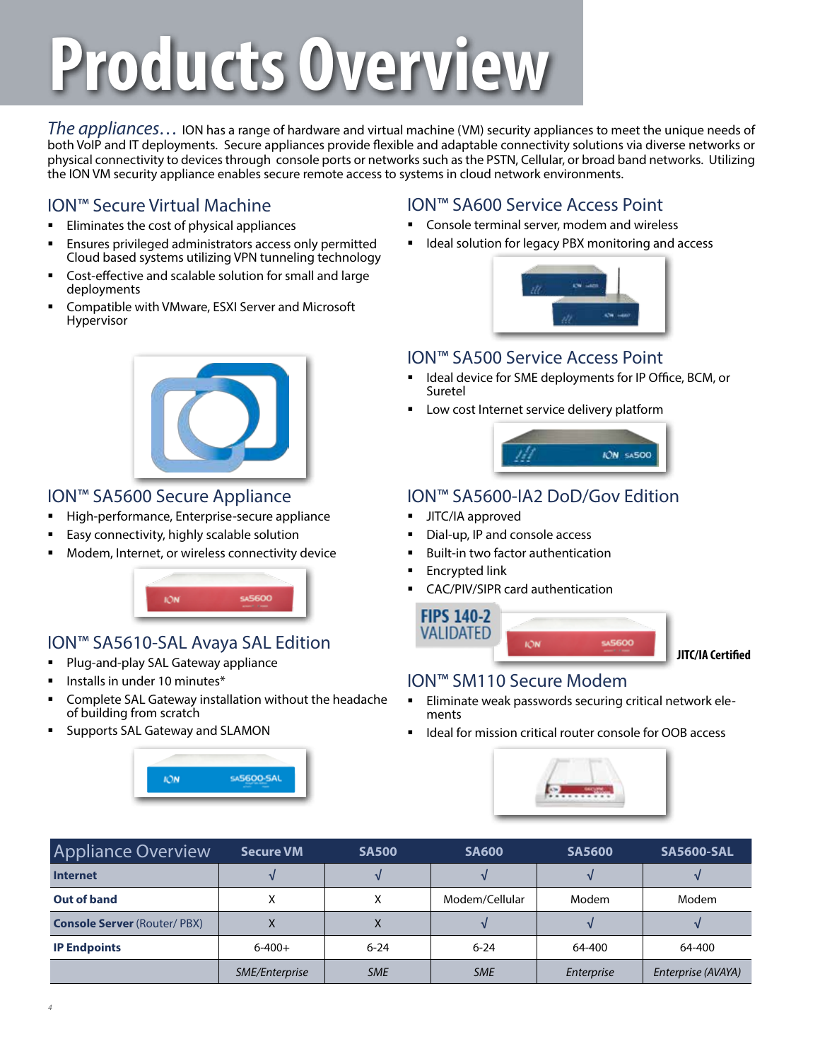# Products Overview

*The appliances…* ION has a range of hardware and virtual machine (VM) security appliances to meet the unique needs of both VoIP and IT deployments. Secure appliances provide flexible and adaptable connectivity solutions via diverse networks or physical connectivity to devices through console ports or networks such as the PSTN, Cellular, or broad band networks. Utilizing the ION VM security appliance enables secure remote access to systems in cloud network environments.

## ION™ Secure Virtual Machine

- Eliminates the cost of physical appliances
- Ensures privileged administrators access only permitted Cloud based systems utilizing VPN tunneling technology
- Cost-effective and scalable solution for small and large deployments
- Compatible with VMware, ESXI Server and Microsoft Hypervisor

## ION™ SA5600 Secure Appliance

- High-performance, Enterprise-secure appliance
- Easy connectivity, highly scalable solution
- Modem, Internet, or wireless connectivity device

## ION™ SA5610-SAL Avaya SAL Edition

- Plug-and-play SAL Gateway appliance
- Installs in under 10 minutes*
- Complete SAL Gateway installation without the headache of building from scratch
- Supports SAL Gateway and SLAMON

## ION™ SA600 Service Access Point

- Console terminal server, modem and wireless
- Ideal solution for legacy PBX monitoring and access

## ION™ SA500 Service Access Point

- Ideal device for SME deployments for IP Office, BCM, or Suretel
- Low cost Internet service delivery platform

## ION™ SA5600-IA2 DoD/Gov Edition

- JITC/IA approved
- Dial-up, IP and console access
- Built-in two factor authentication
- Encrypted link
- CAC/PIV/SIPR card authentication

FIPS 140-2 VALIDATED

**JITC/IA Certified**

## ION™ SM110 Secure Modem

- Eliminate weak passwords securing critical network elements
- Ideal for mission critical router console for OOB access

| Appliance Overview | Secure VM | SA500 | SA600 | SA5600 | SA5600-SAL |
|---|---|---|---|---|---|
| **Internet** | √ | √ | √ | √ | √ |
| **Out of band** | X | X | Modem/Cellular | Modem | Modem |
| **Console Server** (Router/ PBX) | X | X | √ | √ | √ |
| **IP Endpoints** | 6-400+ | 6-24 | 6-24 | 64-400 | 64-400 |
| | *SME/Enterprise* | *SME* | *SME* | *Enterprise* | *Enterprise (AVAYA)* |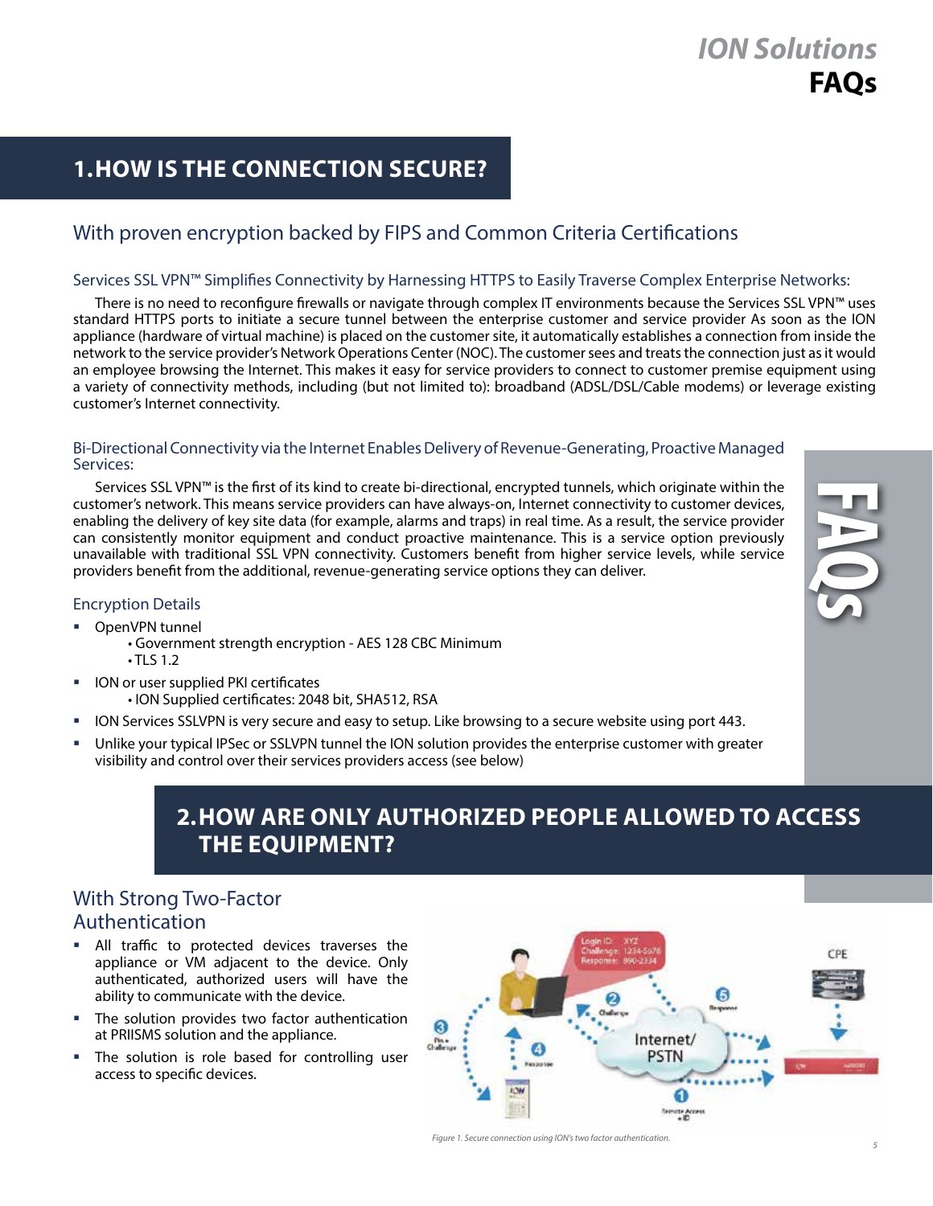## 1. HOW IS THE CONNECTION SECURE?

### With proven encryption backed by FIPS and Common Criteria Certifications

#### Services SSL VPN™ Simplifies Connectivity by Harnessing HTTPS to Easily Traverse Complex Enterprise Networks:

There is no need to reconfigure firewalls or navigate through complex IT environments because the Services SSL VPN™ uses standard HTTPS ports to initiate a secure tunnel between the enterprise customer and service provider As soon as the ION appliance (hardware of virtual machine) is placed on the customer site, it automatically establishes a connection from inside the network to the service provider's Network Operations Center (NOC). The customer sees and treats the connection just as it would an employee browsing the Internet. This makes it easy for service providers to connect to customer premise equipment using a variety of connectivity methods, including (but not limited to): broadband (ADSL/DSL/Cable modems) or leverage existing customer's Internet connectivity.

#### Bi-Directional Connectivity via the Internet Enables Delivery of Revenue-Generating, Proactive Managed Services:

Services SSL VPN™ is the first of its kind to create bi-directional, encrypted tunnels, which originate within the customer's network. This means service providers can have always-on, Internet connectivity to customer devices, enabling the delivery of key site data (for example, alarms and traps) in real time. As a result, the service provider can consistently monitor equipment and conduct proactive maintenance. This is a service option previously unavailable with traditional SSL VPN connectivity. Customers benefit from higher service levels, while service providers benefit from the additional, revenue-generating service options they can deliver.

#### Encryption Details

- OpenVPN tunnel
  - Government strength encryption - AES 128 CBC Minimum
  - TLS 1.2
- ION or user supplied PKI certificates
  - ION Supplied certificates: 2048 bit, SHA512, RSA
- ION Services SSLVPN is very secure and easy to setup. Like browsing to a secure website using port 443.
- Unlike your typical IPSec or SSLVPN tunnel the ION solution provides the enterprise customer with greater visibility and control over their services providers access (see below)

## 2. HOW ARE ONLY AUTHORIZED PEOPLE ALLOWED TO ACCESS THE EQUIPMENT?

### With Strong Two-Factor Authentication

- All traffic to protected devices traverses the appliance or VM adjacent to the device. Only authenticated, authorized users will have the ability to communicate with the device.
- The solution provides two factor authentication at PRIISMS solution and the appliance.
- The solution is role based for controlling user access to specific devices.

*Figure 1. Secure connection using ION's two factor authentication.*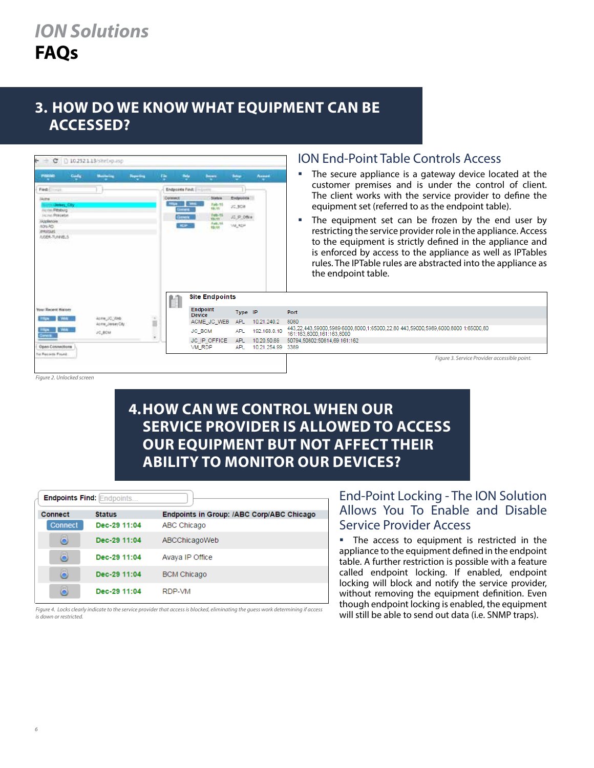## 3. HOW DO WE KNOW WHAT EQUIPMENT CAN BE ACCESSED?

Figure 2. Unlocked screen

| Endpoint Device | Type | IP | Port |
|---|---|---|---|
| ACME_JC_WEB | APL | 10.21.240.2 | 8080 |
| JC_BCM | APL | 192.168.0.10 | 443,22,443,59000,5989,6000,8000,1:65000,22,80 443,59000,5989,6000,8000 1:65000,80 161:163,8000,161:163,8000 |
| JC_IP_OFFICE | APL | 10.20.50.69 | 50794,50802:50814,69 161:162 |
| VM_RDP | APL | 10.21.254.99 | 3389 |

Figure 3. Service Provider accessible point.

### ION End-Point Table Controls Access

- The secure appliance is a gateway device located at the customer premises and is under the control of client. The client works with the service provider to define the equipment set (referred to as the endpoint table).
- The equipment set can be frozen by the end user by restricting the service provider role in the appliance. Access to the equipment is strictly defined in the appliance and is enforced by access to the appliance as well as IPTables rules. The IPTable rules are abstracted into the appliance as the endpoint table.

## 4. HOW CAN WE CONTROL WHEN OUR SERVICE PROVIDER IS ALLOWED TO ACCESS OUR EQUIPMENT BUT NOT AFFECT THEIR ABILITY TO MONITOR OUR DEVICES?

| Connect | Status | Endpoints in Group: /ABC Corp/ABC Chicago |
|---|---|---|
| Connect | Dec-29 11:04 | ABC Chicago |
| | Dec-29 11:04 | ABCChicagoWeb |
| | Dec-29 11:04 | Avaya IP Office |
| | Dec-29 11:04 | BCM Chicago |
| | Dec-29 11:04 | RDP-VM |

Figure 4. Locks clearly indicate to the service provider that access is blocked, eliminating the guess work determining if access is down or restricted.

### End-Point Locking - The ION Solution Allows You To Enable and Disable Service Provider Access

- The access to equipment is restricted in the appliance to the equipment defined in the endpoint table. A further restriction is possible with a feature called endpoint locking. If enabled, endpoint locking will block and notify the service provider, without removing the equipment definition. Even though endpoint locking is enabled, the equipment will still be able to send out data (i.e. SNMP traps).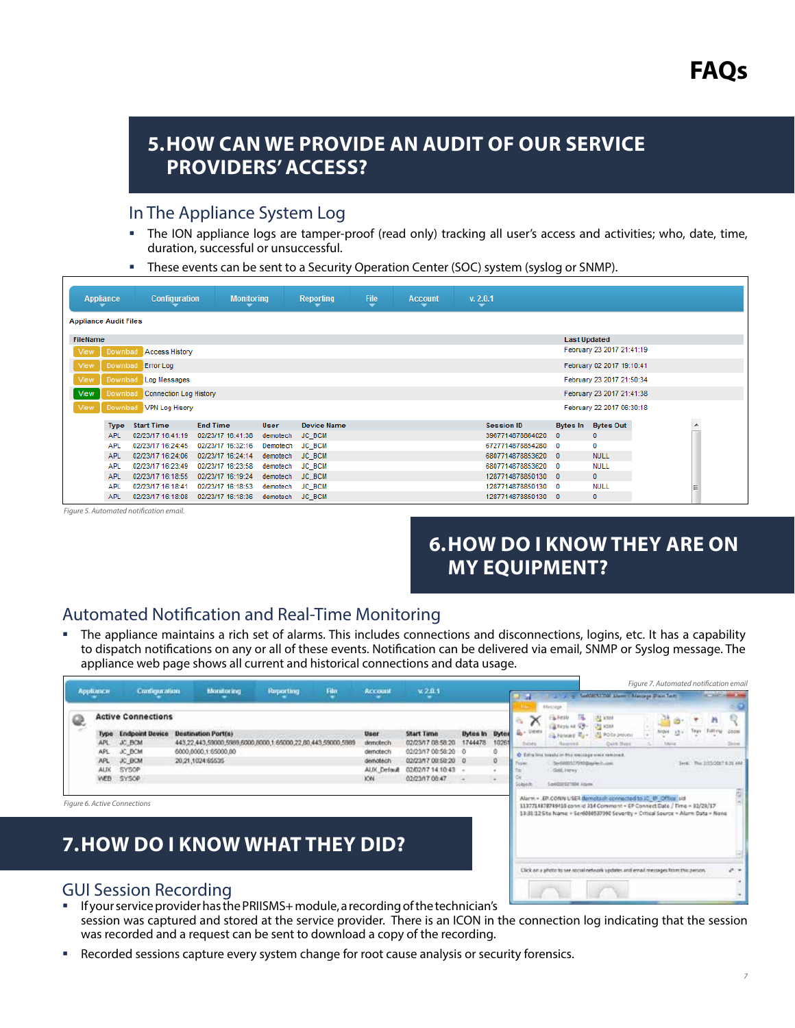# FAQs

## 5. HOW CAN WE PROVIDE AN AUDIT OF OUR SERVICE PROVIDERS' ACCESS?

### In The Appliance System Log

- The ION appliance logs are tamper-proof (read only) tracking all user's access and activities; who, date, time, duration, successful or unsuccessful.
- These events can be sent to a Security Operation Center (SOC) system (syslog or SNMP).

*Figure 5. Automated notification email.*

## 6. HOW DO I KNOW THEY ARE ON MY EQUIPMENT?

### Automated Notification and Real-Time Monitoring

- The appliance maintains a rich set of alarms. This includes connections and disconnections, logins, etc. It has a capability to dispatch notifications on any or all of these events. Notification can be delivered via email, SNMP or Syslog message. The appliance web page shows all current and historical connections and data usage.

*Figure 6. Active Connections*

*Figure 7. Automated notification email*

## 7. HOW DO I KNOW WHAT THEY DID?

### GUI Session Recording

- If your service provider has the PRIISMS+ module, a recording of the technician's session was captured and stored at the service provider. There is an ICON in the connection log indicating that the session was recorded and a request can be sent to download a copy of the recording.
- Recorded sessions capture every system change for root cause analysis or security forensics.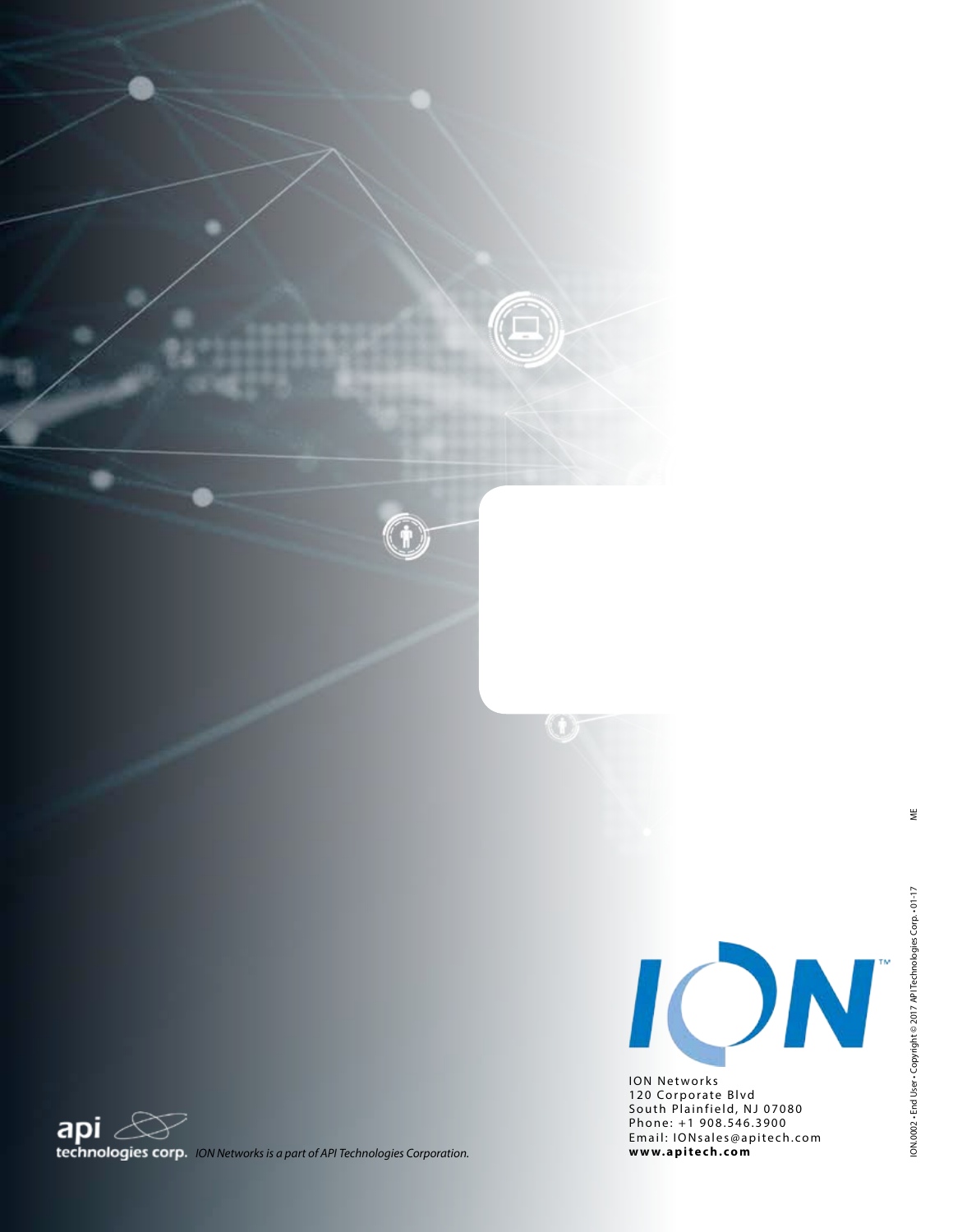ION Networks
120 Corporate Blvd
South Plainfield, NJ 07080
Phone: +1 908.546.3900
Email: IONsales@apitech.com
**www.apitech.com**

api technologies corp. *ION Networks is a part of API Technologies Corporation.*

ION.0002 • End User • Copyright © 2017 API Technologies Corp. • 01-17

ME